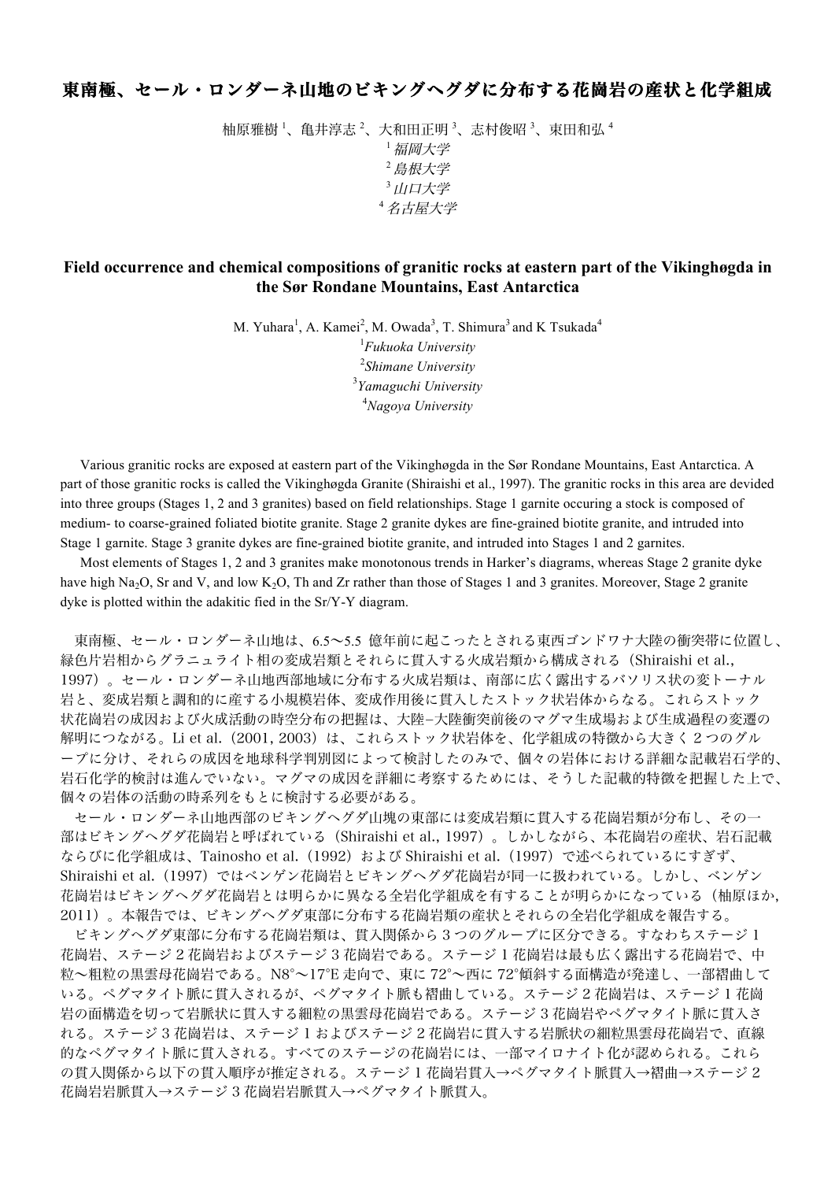# 東南極、セール・ロンダーネ山地のビキングヘグダに分布する花崗岩の産状と化学組成

柚原雅樹[1]、亀井淳志[2]、大和田正明[3]、志村俊昭[3]、束田和弘[4]

[1] *福岡大学*
[2] *島根大学*
[3] *山口大学*
[4] *名古屋大学*

## Field occurrence and chemical compositions of granitic rocks at eastern part of the Vikinghøgda in the Sør Rondane Mountains, East Antarctica

M. Yuhara[1], A. Kamei[2], M. Owada[3], T. Shimura[3] and K Tsukada[4]

[1] *Fukuoka University*
[2] *Shimane University*
[3] *Yamaguchi University*
[4] *Nagoya University*

Various granitic rocks are exposed at eastern part of the Vikinghøgda in the Sør Rondane Mountains, East Antarctica. A part of those granitic rocks is called the Vikinghøgda Granite (Shiraishi et al., 1997). The granitic rocks in this area are devided into three groups (Stages 1, 2 and 3 granites) based on field relationships. Stage 1 garnite occuring a stock is composed of medium- to coarse-grained foliated biotite granite. Stage 2 granite dykes are fine-grained biotite granite, and intruded into Stage 1 garnite. Stage 3 granite dykes are fine-grained biotite granite, and intruded into Stages 1 and 2 garnites.

Most elements of Stages 1, 2 and 3 granites make monotonous trends in Harker's diagrams, whereas Stage 2 granite dyke have high $Na_2O$, Sr and V, and low $K_2O$, Th and Zr rather than those of Stages 1 and 3 granites. Moreover, Stage 2 granite dyke is plotted within the adakitic fied in the Sr/Y-Y diagram.

東南極、セール・ロンダーネ山地は、6.5〜5.5 億年前に起こったとされる東西ゴンドワナ大陸の衝突帯に位置し、緑色片岩相からグラニュライト相の変成岩類とそれらに貫入する火成岩類から構成される（Shiraishi et al., 1997）。セール・ロンダーネ山地西部地域に分布する火成岩類は、南部に広く露出するバソリス状の変トーナル岩と、変成岩類と調和的に産する小規模岩体、変成作用後に貫入したストック状岩体からなる。これらストック状花崗岩の成因および火成活動の時空分布の把握は、大陸−大陸衝突前後のマグマ生成場および生成過程の変遷の解明につながる。Li et al.（2001, 2003）は、これらストック状岩体を、化学組成の特徴から大きく２つのグループに分け、それらの成因を地球科学判別図によって検討したのみで、個々の岩体における詳細な記載岩石学的、岩石化学的検討は進んでいない。マグマの成因を詳細に考察するためには、そうした記載的特徴を把握した上で、個々の岩体の活動の時系列をもとに検討する必要がある。

セール・ロンダーネ山地西部のビキングヘグダ山塊の東部には変成岩類に貫入する花崗岩類が分布し、その一部はビキングヘグダ花崗岩と呼ばれている（Shiraishi et al., 1997）。しかしながら、本花崗岩の産状、岩石記載ならびに化学組成は、Tainosho et al.（1992）および Shiraishi et al.（1997）で述べられているにすぎず、Shiraishi et al.（1997）ではペンゲン花崗岩とビキングヘグダ花崗岩が同一に扱われている。しかし、ペンゲン花崗岩はビキングヘグダ花崗岩とは明らかに異なる全岩化学組成を有することが明らかになっている（柚原ほか, 2011）。本報告では、ビキングヘグダ東部に分布する花崗岩類の産状とそれらの全岩化学組成を報告する。

ビキングヘグダ東部に分布する花崗岩類は、貫入関係から３つのグループに区分できる。すなわちステージ１花崗岩、ステージ２花崗岩およびステージ３花崗岩である。ステージ１花崗岩は最も広く露出する花崗岩で、中粒〜粗粒の黒雲母花崗岩である。N8°〜17°E 走向で、東に 72°〜西に 72°傾斜する面構造が発達し、一部褶曲している。ペグマタイト脈に貫入されるが、ペグマタイト脈も褶曲している。ステージ２花崗岩は、ステージ１花崗岩の面構造を切って岩脈状に貫入する細粒の黒雲母花崗岩である。ステージ３花崗岩やペグマタイト脈に貫入される。ステージ３花崗岩は、ステージ１およびステージ２花崗岩に貫入する岩脈状の細粒黒雲母花崗岩で、直線的なペグマタイト脈に貫入される。すべてのステージの花崗岩には、一部マイロナイト化が認められる。これらの貫入関係から以下の貫入順序が推定される。ステージ１花崗岩貫入→ペグマタイト脈貫入→褶曲→ステージ２花崗岩岩脈貫入→ステージ３花崗岩岩脈貫入→ペグマタイト脈貫入。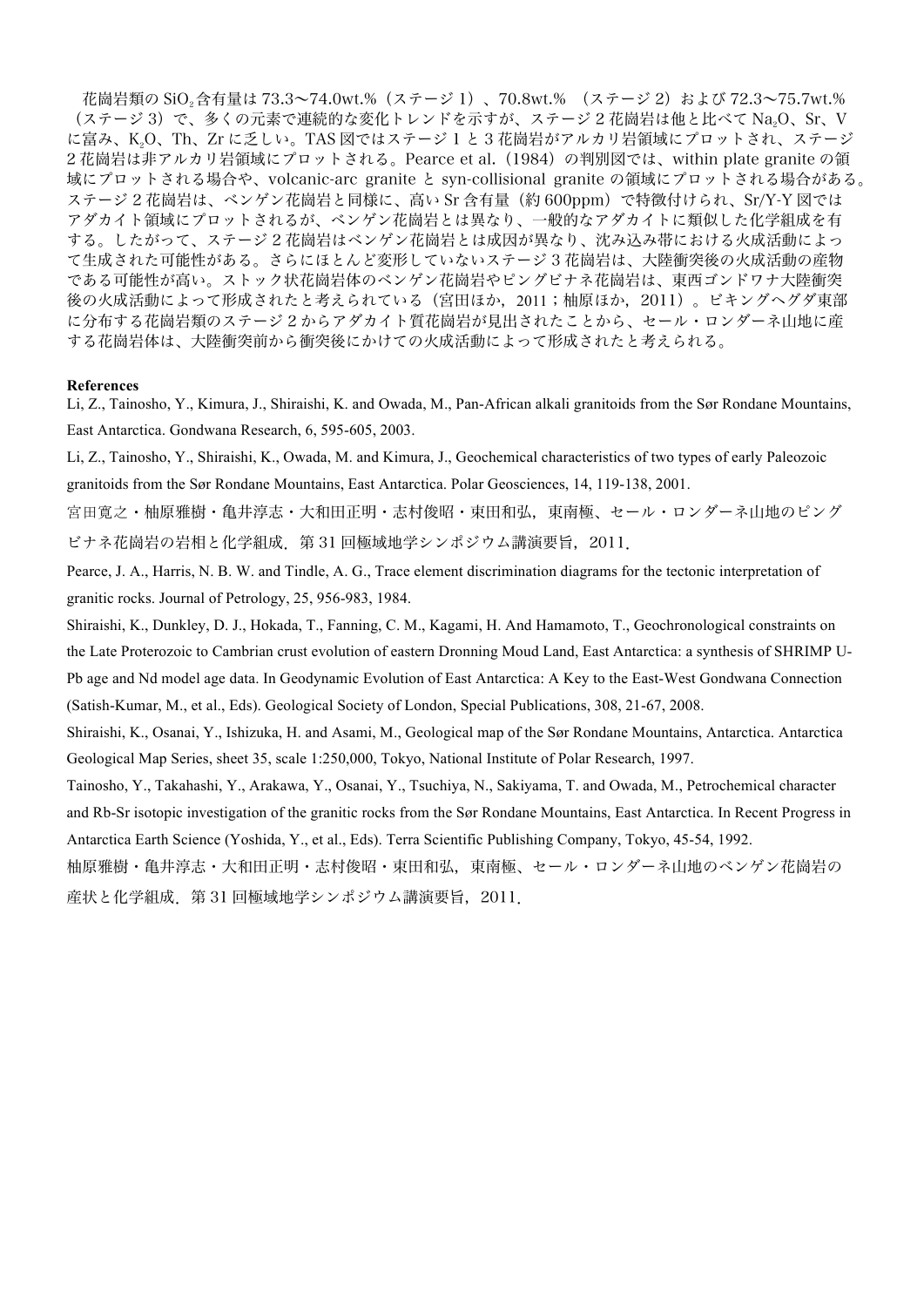花崗岩類の $SiO_2$ 含有量は 73.3〜74.0wt.%（ステージ 1）、70.8wt.% （ステージ 2）および 72.3〜75.7wt.%（ステージ 3）で、多くの元素で連続的な変化トレンドを示すが、ステージ 2 花崗岩は他と比べて $Na_2O$、Sr、V に富み、$K_2O$、Th、Zr に乏しい。TAS 図ではステージ 1 と 3 花崗岩がアルカリ岩領域にプロットされ、ステージ 2 花崗岩は非アルカリ岩領域にプロットされる。Pearce et al.（1984）の判別図では、within plate granite の領域にプロットされる場合や、volcanic-arc granite と syn-collisional granite の領域にプロットされる場合がある。ステージ 2 花崗岩は、ベンゲン花崗岩と同様に、高い Sr 含有量（約 600ppm）で特徴付けられ、Sr/Y-Y 図ではアダカイト領域にプロットされるが、ベンゲン花崗岩とは異なり、一般的なアダカイトに類似した化学組成を有する。したがって、ステージ 2 花崗岩はベンゲン花崗岩とは成因が異なり、沈み込み帯における火成活動によって生成された可能性がある。さらにほとんど変形していないステージ 3 花崗岩は、大陸衝突後の火成活動の産物である可能性が高い。ストック状花崗岩体のベンゲン花崗岩やピングビナネ花崗岩は、東西ゴンドワナ大陸衝突後の火成活動によって形成されたと考えられている（宮田ほか，2011；柚原ほか，2011）。ビキングヘグダ東部に分布する花崗岩類のステージ 2 からアダカイト質花崗岩が見出されたことから、セール・ロンダーネ山地に産する花崗岩体は、大陸衝突前から衝突後にかけての火成活動によって形成されたと考えられる。

**References**

Li, Z., Tainosho, Y., Kimura, J., Shiraishi, K. and Owada, M., Pan-African alkali granitoids from the Sør Rondane Mountains, East Antarctica. Gondwana Research, 6, 595-605, 2003.

Li, Z., Tainosho, Y., Shiraishi, K., Owada, M. and Kimura, J., Geochemical characteristics of two types of early Paleozoic granitoids from the Sør Rondane Mountains, East Antarctica. Polar Geosciences, 14, 119-138, 2001.

宮田寛之・柚原雅樹・亀井淳志・大和田正明・志村俊昭・東田和弘，東南極、セール・ロンダーネ山地のピングビナネ花崗岩の岩相と化学組成．第 31 回極域地学シンポジウム講演要旨，2011．

Pearce, J. A., Harris, N. B. W. and Tindle, A. G., Trace element discrimination diagrams for the tectonic interpretation of granitic rocks. Journal of Petrology, 25, 956-983, 1984.

Shiraishi, K., Dunkley, D. J., Hokada, T., Fanning, C. M., Kagami, H. And Hamamoto, T., Geochronological constraints on the Late Proterozoic to Cambrian crust evolution of eastern Dronning Moud Land, East Antarctica: a synthesis of SHRIMP U-Pb age and Nd model age data. In Geodynamic Evolution of East Antarctica: A Key to the East-West Gondwana Connection (Satish-Kumar, M., et al., Eds). Geological Society of London, Special Publications, 308, 21-67, 2008.

Shiraishi, K., Osanai, Y., Ishizuka, H. and Asami, M., Geological map of the Sør Rondane Mountains, Antarctica. Antarctica Geological Map Series, sheet 35, scale 1:250,000, Tokyo, National Institute of Polar Research, 1997.

Tainosho, Y., Takahashi, Y., Arakawa, Y., Osanai, Y., Tsuchiya, N., Sakiyama, T. and Owada, M., Petrochemical character and Rb-Sr isotopic investigation of the granitic rocks from the Sør Rondane Mountains, East Antarctica. In Recent Progress in Antarctica Earth Science (Yoshida, Y., et al., Eds). Terra Scientific Publishing Company, Tokyo, 45-54, 1992.

柚原雅樹・亀井淳志・大和田正明・志村俊昭・東田和弘，東南極、セール・ロンダーネ山地のベンゲン花崗岩の産状と化学組成．第 31 回極域地学シンポジウム講演要旨，2011．